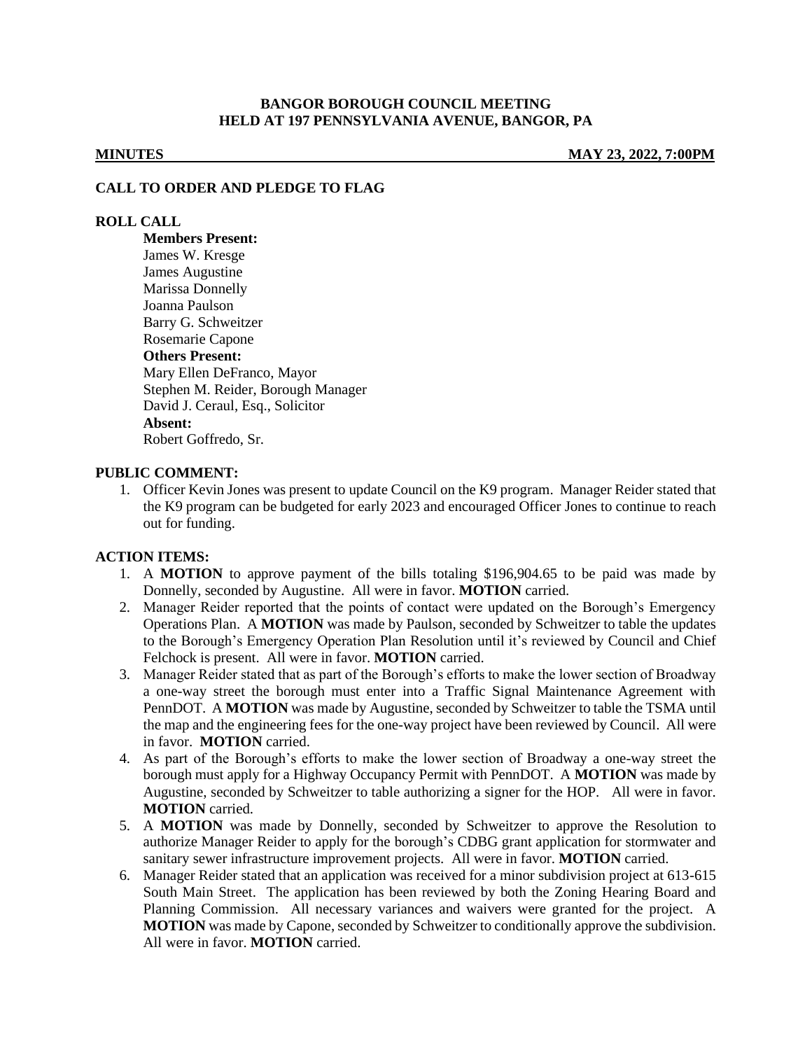# BANGOR BOROUGH COUNCIL MEETING
# HELD AT 197 PENNSYLVANIA AVENUE, BANGOR, PA

**MINUTES** **MAY 23, 2022, 7:00PM**

## CALL TO ORDER AND PLEDGE TO FLAG

## ROLL CALL

**Members Present:**
James W. Kresge
James Augustine
Marissa Donnelly
Joanna Paulson
Barry G. Schweitzer
Rosemarie Capone

**Others Present:**
Mary Ellen DeFranco, Mayor
Stephen M. Reider, Borough Manager
David J. Ceraul, Esq., Solicitor

**Absent:**
Robert Goffredo, Sr.

## PUBLIC COMMENT:

1. Officer Kevin Jones was present to update Council on the K9 program. Manager Reider stated that the K9 program can be budgeted for early 2023 and encouraged Officer Jones to continue to reach out for funding.

## ACTION ITEMS:

1. A **MOTION** to approve payment of the bills totaling $196,904.65 to be paid was made by Donnelly, seconded by Augustine. All were in favor. **MOTION** carried.
2. Manager Reider reported that the points of contact were updated on the Borough's Emergency Operations Plan. A **MOTION** was made by Paulson, seconded by Schweitzer to table the updates to the Borough's Emergency Operation Plan Resolution until it's reviewed by Council and Chief Felchock is present. All were in favor. **MOTION** carried.
3. Manager Reider stated that as part of the Borough's efforts to make the lower section of Broadway a one-way street the borough must enter into a Traffic Signal Maintenance Agreement with PennDOT. A **MOTION** was made by Augustine, seconded by Schweitzer to table the TSMA until the map and the engineering fees for the one-way project have been reviewed by Council. All were in favor. **MOTION** carried.
4. As part of the Borough's efforts to make the lower section of Broadway a one-way street the borough must apply for a Highway Occupancy Permit with PennDOT. A **MOTION** was made by Augustine, seconded by Schweitzer to table authorizing a signer for the HOP. All were in favor. **MOTION** carried.
5. A **MOTION** was made by Donnelly, seconded by Schweitzer to approve the Resolution to authorize Manager Reider to apply for the borough's CDBG grant application for stormwater and sanitary sewer infrastructure improvement projects. All were in favor. **MOTION** carried.
6. Manager Reider stated that an application was received for a minor subdivision project at 613-615 South Main Street. The application has been reviewed by both the Zoning Hearing Board and Planning Commission. All necessary variances and waivers were granted for the project. A **MOTION** was made by Capone, seconded by Schweitzer to conditionally approve the subdivision. All were in favor. **MOTION** carried.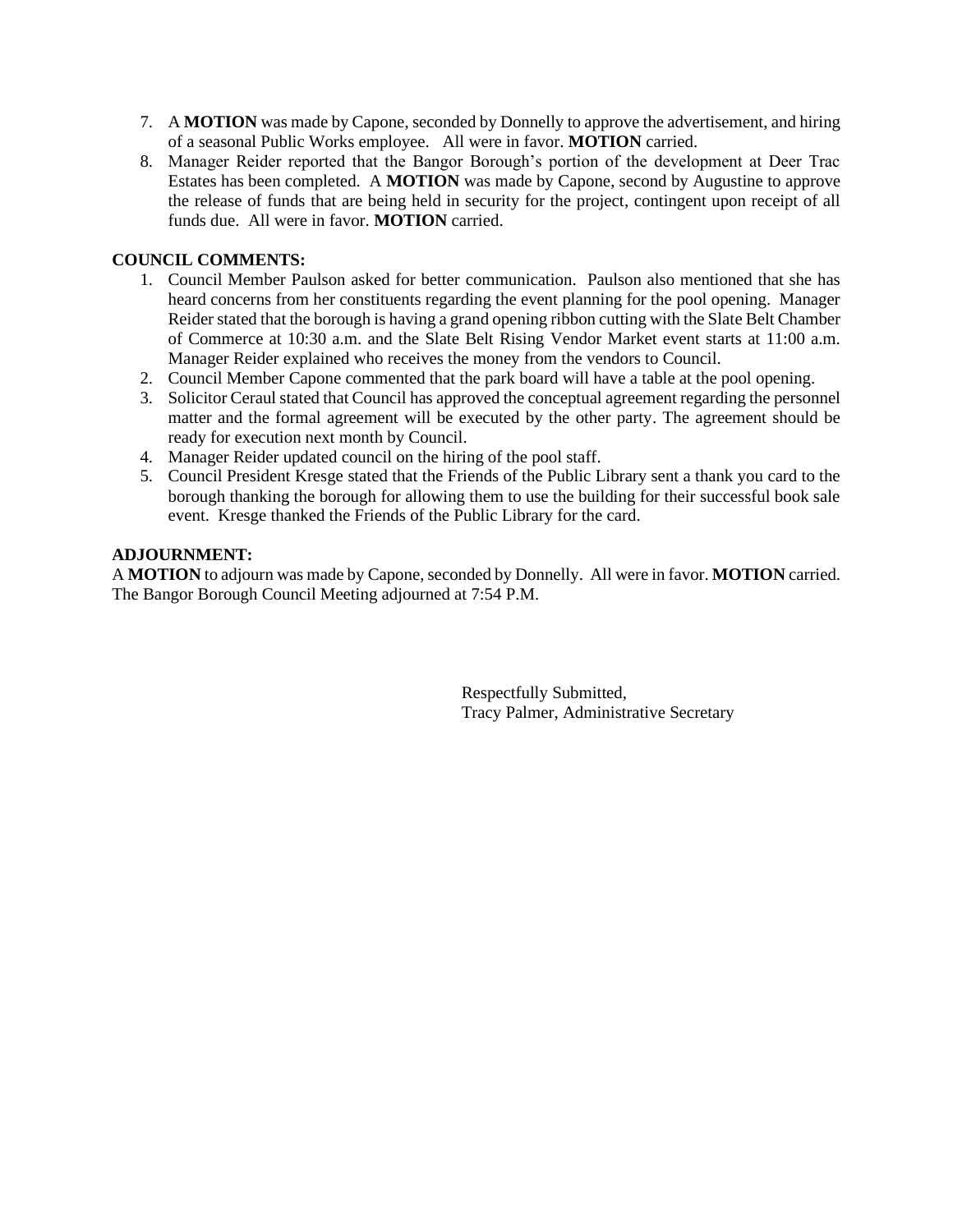7. A **MOTION** was made by Capone, seconded by Donnelly to approve the advertisement, and hiring of a seasonal Public Works employee. All were in favor. **MOTION** carried.
8. Manager Reider reported that the Bangor Borough's portion of the development at Deer Trac Estates has been completed. A **MOTION** was made by Capone, second by Augustine to approve the release of funds that are being held in security for the project, contingent upon receipt of all funds due. All were in favor. **MOTION** carried.

**COUNCIL COMMENTS:**

1. Council Member Paulson asked for better communication. Paulson also mentioned that she has heard concerns from her constituents regarding the event planning for the pool opening. Manager Reider stated that the borough is having a grand opening ribbon cutting with the Slate Belt Chamber of Commerce at 10:30 a.m. and the Slate Belt Rising Vendor Market event starts at 11:00 a.m. Manager Reider explained who receives the money from the vendors to Council.
2. Council Member Capone commented that the park board will have a table at the pool opening.
3. Solicitor Ceraul stated that Council has approved the conceptual agreement regarding the personnel matter and the formal agreement will be executed by the other party. The agreement should be ready for execution next month by Council.
4. Manager Reider updated council on the hiring of the pool staff.
5. Council President Kresge stated that the Friends of the Public Library sent a thank you card to the borough thanking the borough for allowing them to use the building for their successful book sale event. Kresge thanked the Friends of the Public Library for the card.

**ADJOURNMENT:**

A **MOTION** to adjourn was made by Capone, seconded by Donnelly. All were in favor. **MOTION** carried. The Bangor Borough Council Meeting adjourned at 7:54 P.M.

Respectfully Submitted,
Tracy Palmer, Administrative Secretary